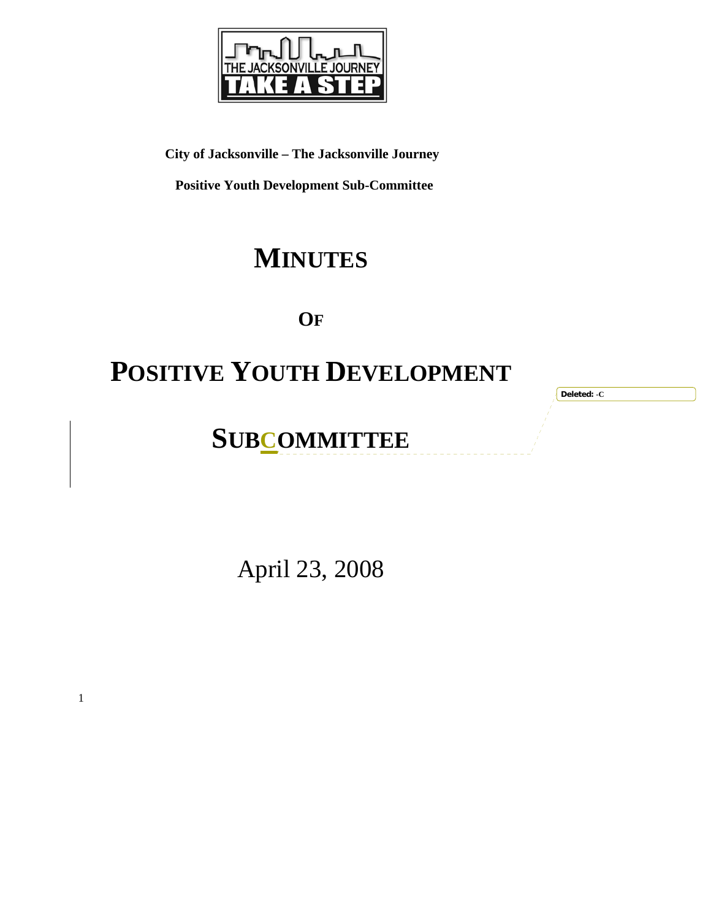**City of Jacksonville – The Jacksonville Journey**

**Positive Youth Development Sub-Committee**

# MINUTES

## OF

# POSITIVE YOUTH DEVELOPMENT

# SUBCOMMITTEE

Deleted: -C

April 23, 2008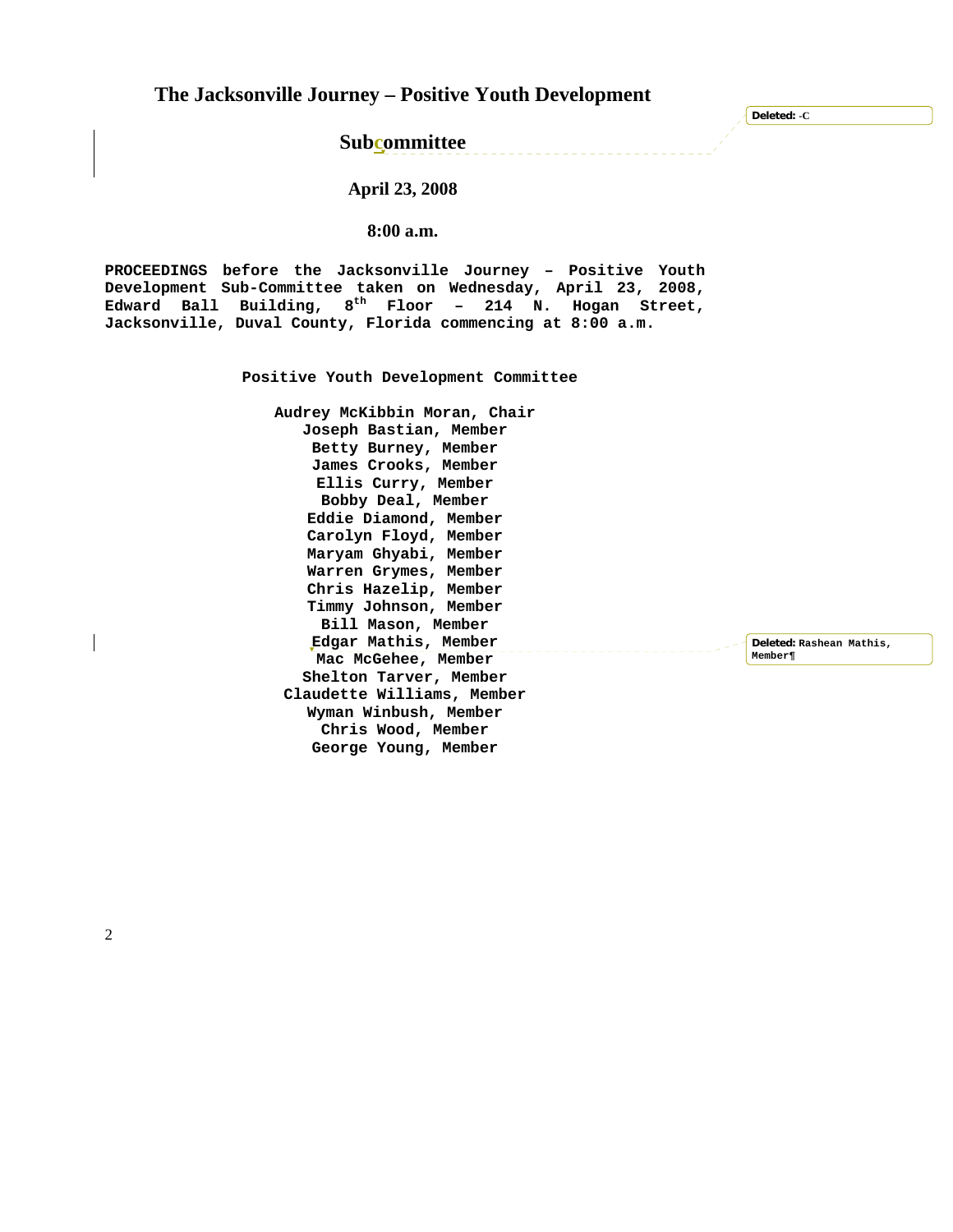# The Jacksonville Journey – Positive Youth Development

## Subcommittee

**April 23, 2008**

**8:00 a.m.**

**PROCEEDINGS before the Jacksonville Journey – Positive Youth Development Sub-Committee taken on Wednesday, April 23, 2008, Edward Ball Building, 8th Floor – 214 N. Hogan Street, Jacksonville, Duval County, Florida commencing at 8:00 a.m.**

**Positive Youth Development Committee**

**Audrey McKibbin Moran, Chair**
**Joseph Bastian, Member**
**Betty Burney, Member**
**James Crooks, Member**
**Ellis Curry, Member**
**Bobby Deal, Member**
**Eddie Diamond, Member**
**Carolyn Floyd, Member**
**Maryam Ghyabi, Member**
**Warren Grymes, Member**
**Chris Hazelip, Member**
**Timmy Johnson, Member**
**Bill Mason, Member**
**Edgar Mathis, Member**
**Mac McGehee, Member**
**Shelton Tarver, Member**
**Claudette Williams, Member**
**Wyman Winbush, Member**
**Chris Wood, Member**
**George Young, Member**

Deleted: -C

Deleted: Rashean Mathis, Member¶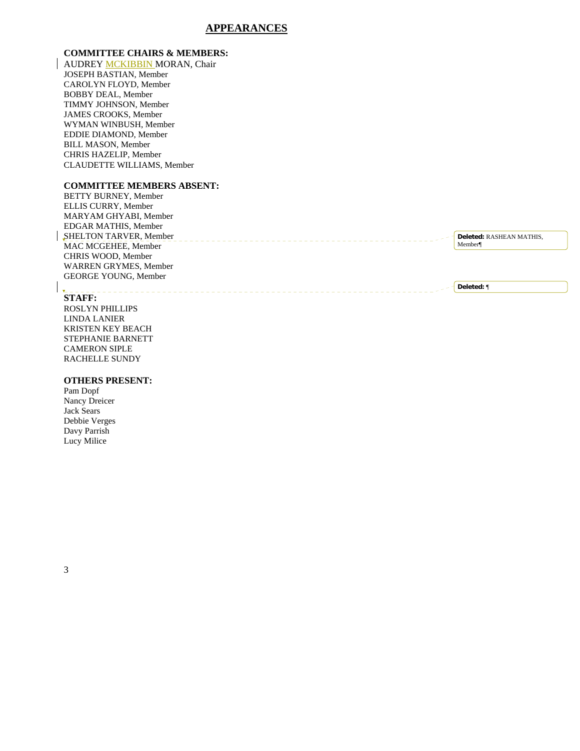# APPEARANCES

**COMMITTEE CHAIRS & MEMBERS:**

AUDREY MCKIBBIN MORAN, Chair
JOSEPH BASTIAN, Member
CAROLYN FLOYD, Member
BOBBY DEAL, Member
TIMMY JOHNSON, Member
JAMES CROOKS, Member
WYMAN WINBUSH, Member
EDDIE DIAMOND, Member
BILL MASON, Member
CHRIS HAZELIP, Member
CLAUDETTE WILLIAMS, Member

**COMMITTEE MEMBERS ABSENT:**

BETTY BURNEY, Member
ELLIS CURRY, Member
MARYAM GHYABI, Member
EDGAR MATHIS, Member
SHELTON TARVER, Member
MAC MCGEHEE, Member
CHRIS WOOD, Member
WARREN GRYMES, Member
GEORGE YOUNG, Member

**STAFF:**

ROSLYN PHILLIPS
LINDA LANIER
KRISTEN KEY BEACH
STEPHANIE BARNETT
CAMERON SIPLE
RACHELLE SUNDY

**OTHERS PRESENT:**

Pam Dopf
Nancy Dreicer
Jack Sears
Debbie Verges
Davy Parrish
Lucy Milice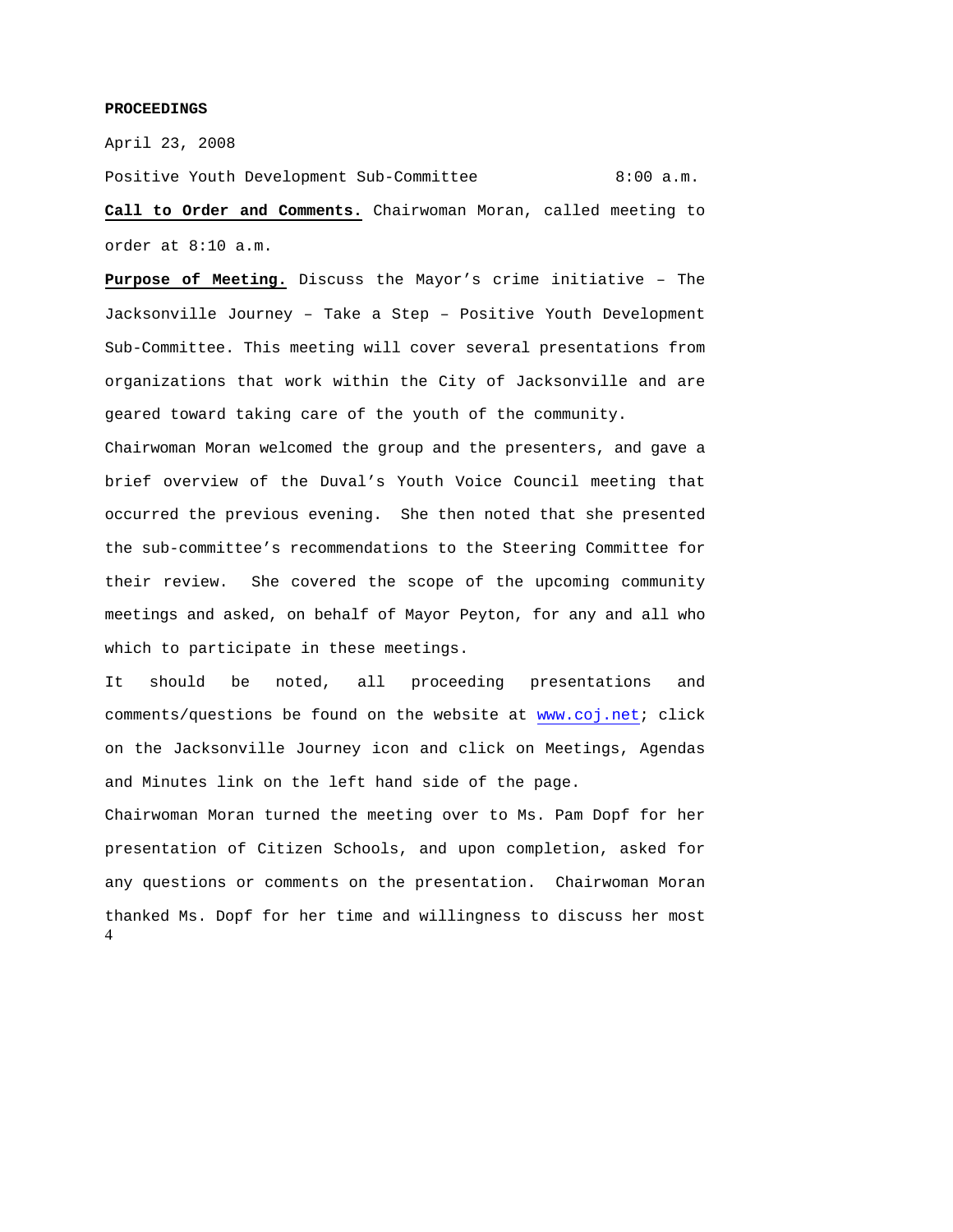**PROCEEDINGS**

April 23, 2008

Positive Youth Development Sub-Committee 8:00 a.m.

**Call to Order and Comments.** Chairwoman Moran, called meeting to order at 8:10 a.m.

**Purpose of Meeting.** Discuss the Mayor's crime initiative – The Jacksonville Journey – Take a Step – Positive Youth Development Sub-Committee. This meeting will cover several presentations from organizations that work within the City of Jacksonville and are geared toward taking care of the youth of the community.

Chairwoman Moran welcomed the group and the presenters, and gave a brief overview of the Duval's Youth Voice Council meeting that occurred the previous evening. She then noted that she presented the sub-committee's recommendations to the Steering Committee for their review. She covered the scope of the upcoming community meetings and asked, on behalf of Mayor Peyton, for any and all who which to participate in these meetings.

It should be noted, all proceeding presentations and comments/questions be found on the website at www.coj.net; click on the Jacksonville Journey icon and click on Meetings, Agendas and Minutes link on the left hand side of the page.

Chairwoman Moran turned the meeting over to Ms. Pam Dopf for her presentation of Citizen Schools, and upon completion, asked for any questions or comments on the presentation. Chairwoman Moran thanked Ms. Dopf for her time and willingness to discuss her most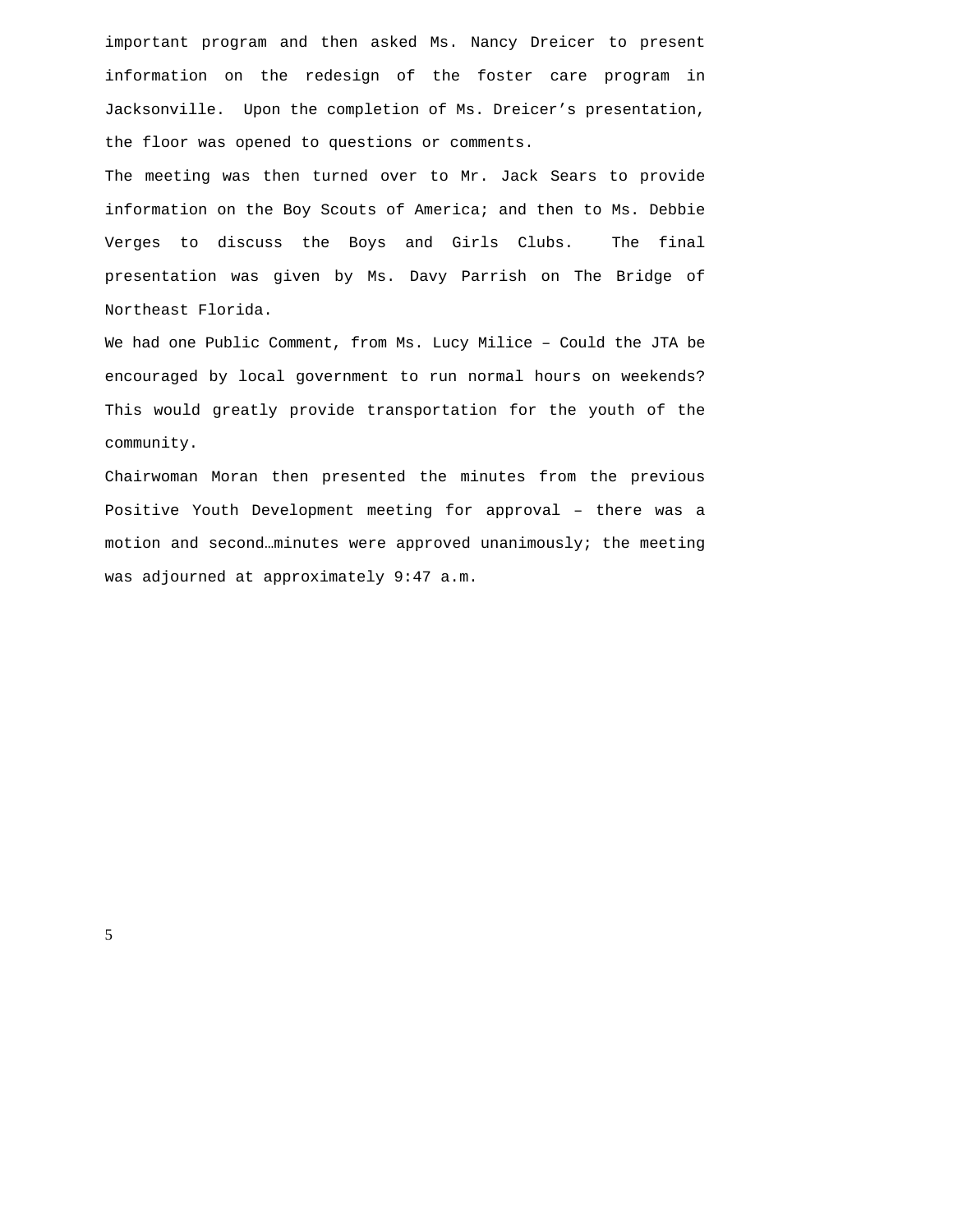important program and then asked Ms. Nancy Dreicer to present information on the redesign of the foster care program in Jacksonville. Upon the completion of Ms. Dreicer's presentation, the floor was opened to questions or comments.

The meeting was then turned over to Mr. Jack Sears to provide information on the Boy Scouts of America; and then to Ms. Debbie Verges to discuss the Boys and Girls Clubs. The final presentation was given by Ms. Davy Parrish on The Bridge of Northeast Florida.

We had one Public Comment, from Ms. Lucy Milice – Could the JTA be encouraged by local government to run normal hours on weekends? This would greatly provide transportation for the youth of the community.

Chairwoman Moran then presented the minutes from the previous Positive Youth Development meeting for approval – there was a motion and second…minutes were approved unanimously; the meeting was adjourned at approximately 9:47 a.m.